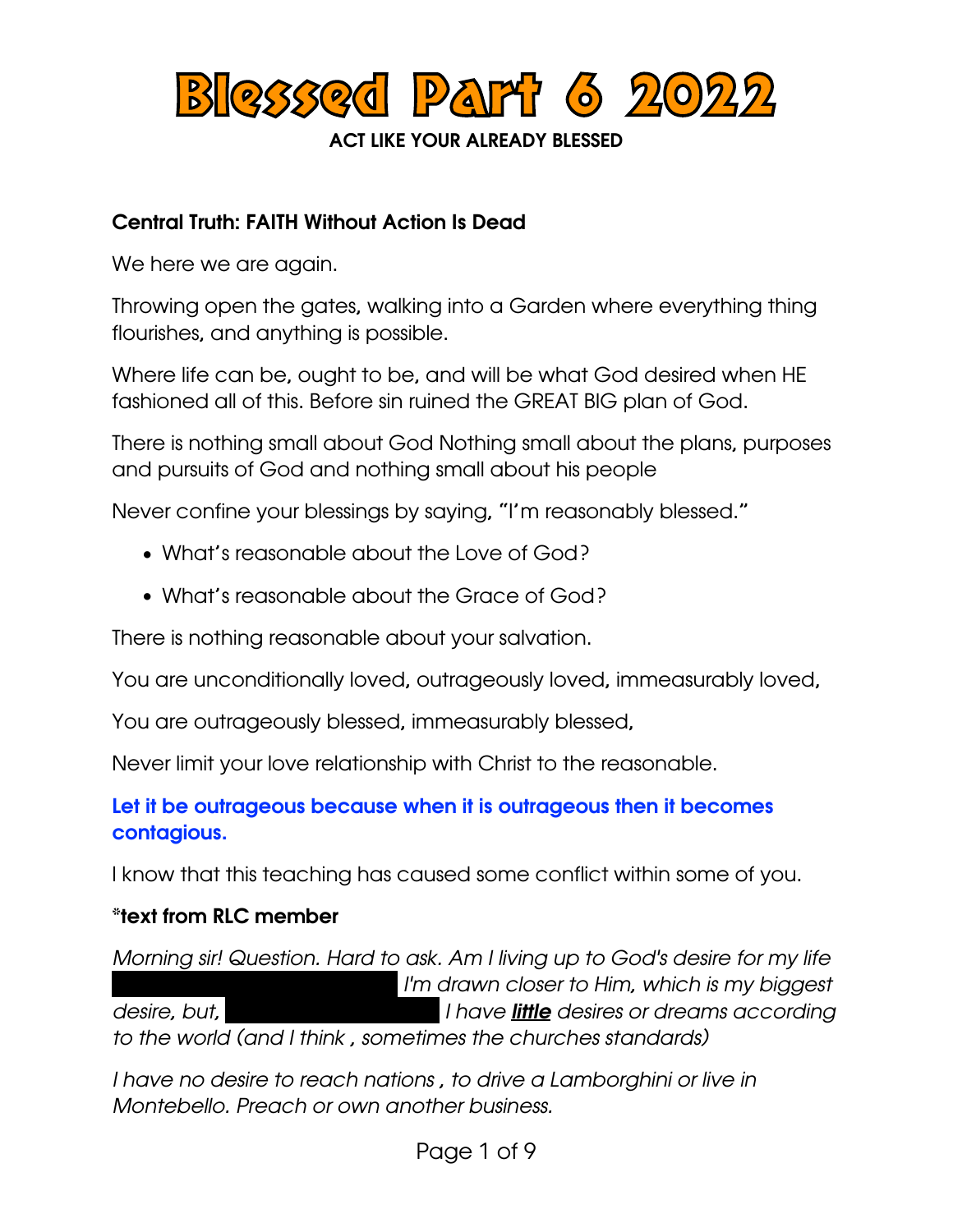# Blessed Part 6 2022

**ACT LIKE YOUR ALREADY BLESSED**

**Central Truth: FAITH Without Action Is Dead**

We here we are again.

Throwing open the gates, walking into a Garden where everything thing flourishes, and anything is possible.

Where life can be, ought to be, and will be what God desired when HE fashioned all of this. Before sin ruined the GREAT BIG plan of God.

There is nothing small about God Nothing small about the plans, purposes and pursuits of God and nothing small about his people

Never confine your blessings by saying, "I'm reasonably blessed."

- What's reasonable about the Love of God?
- What's reasonable about the Grace of God?

There is nothing reasonable about your salvation.

You are unconditionally loved, outrageously loved, immeasurably loved,

You are outrageously blessed, immeasurably blessed,

Never limit your love relationship with Christ to the reasonable.

**Let it be outrageous because when it is outrageous then it becomes contagious.**

I know that this teaching has caused some conflict within some of you.

**\*text from RLC member**

*Morning sir! Question. Hard to ask. Am I living up to God's desire for my life* ██████████ *I'm drawn closer to Him, which is my biggest desire, but,* ██████████ *I have **little** desires or dreams according to the world (and I think , sometimes the churches standards)*

*I have no desire to reach nations , to drive a Lamborghini or live in Montebello. Preach or own another business.*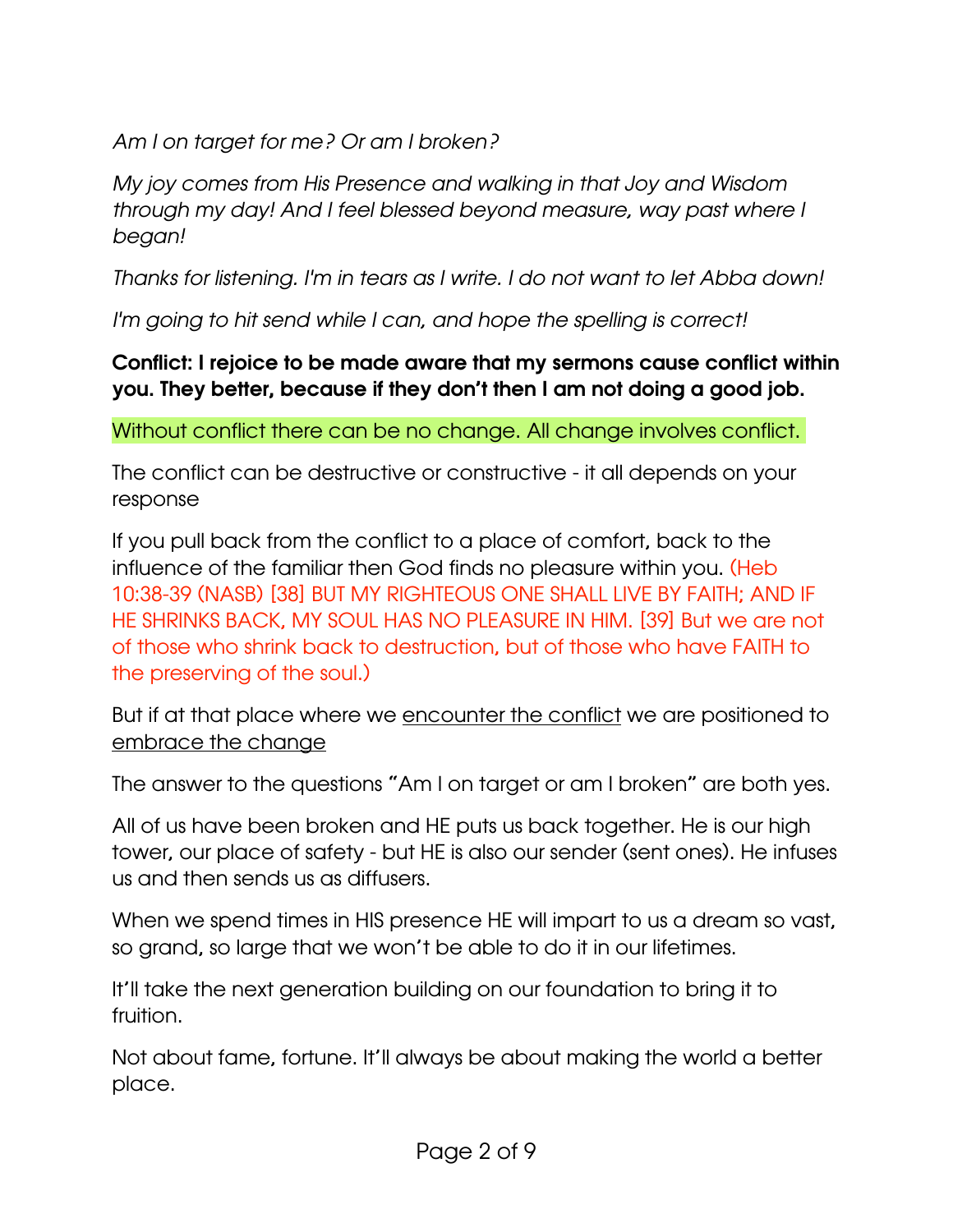*Am I on target for me? Or am I broken?*

*My joy comes from His Presence and walking in that Joy and Wisdom through my day! And I feel blessed beyond measure, way past where I began!*

*Thanks for listening. I'm in tears as I write. I do not want to let Abba down!*

*I'm going to hit send while I can, and hope the spelling is correct!*

**Conflict: I rejoice to be made aware that my sermons cause conflict within you. They better, because if they don't then I am not doing a good job.**

Without conflict there can be no change. All change involves conflict.

The conflict can be destructive or constructive - it all depends on your response

If you pull back from the conflict to a place of comfort, back to the influence of the familiar then God finds no pleasure within you. (Heb 10:38-39 (NASB) [38] BUT MY RIGHTEOUS ONE SHALL LIVE BY FAITH; AND IF HE SHRINKS BACK, MY SOUL HAS NO PLEASURE IN HIM. [39] But we are not of those who shrink back to destruction, but of those who have FAITH to the preserving of the soul.)

But if at that place where we encounter the conflict we are positioned to embrace the change

The answer to the questions "Am I on target or am I broken" are both yes.

All of us have been broken and HE puts us back together. He is our high tower, our place of safety - but HE is also our sender (sent ones). He infuses us and then sends us as diffusers.

When we spend times in HIS presence HE will impart to us a dream so vast, so grand, so large that we won't be able to do it in our lifetimes.

It'll take the next generation building on our foundation to bring it to fruition.

Not about fame, fortune. It'll always be about making the world a better place.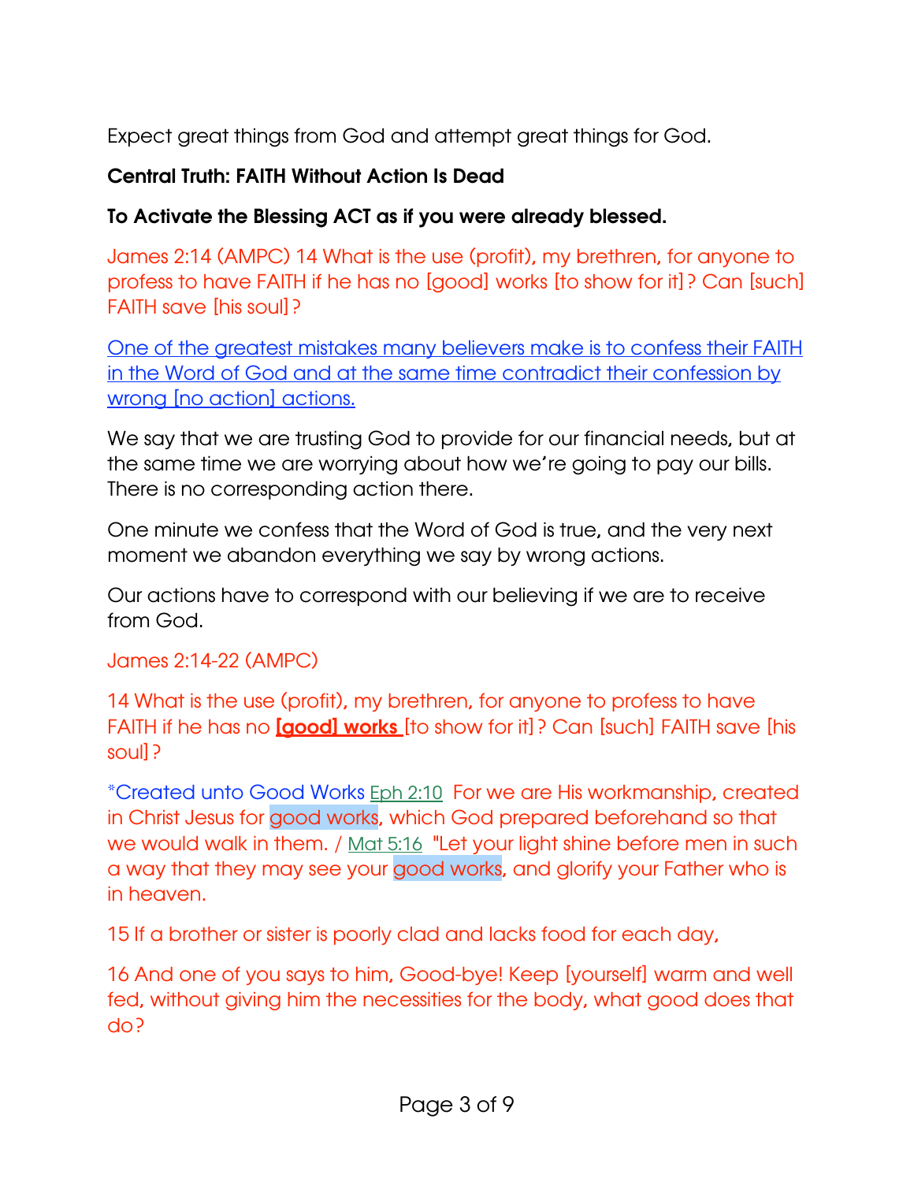Expect great things from God and attempt great things for God.

**Central Truth: FAITH Without Action Is Dead**

**To Activate the Blessing ACT as if you were already blessed.**

James 2:14 (AMPC) 14 What is the use (profit), my brethren, for anyone to profess to have FAITH if he has no [good] works [to show for it]? Can [such] FAITH save [his soul]?

One of the greatest mistakes many believers make is to confess their FAITH in the Word of God and at the same time contradict their confession by wrong [no action] actions.

We say that we are trusting God to provide for our financial needs, but at the same time we are worrying about how we're going to pay our bills. There is no corresponding action there.

One minute we confess that the Word of God is true, and the very next moment we abandon everything we say by wrong actions.

Our actions have to correspond with our believing if we are to receive from God.

James 2:14-22 (AMPC)

14 What is the use (profit), my brethren, for anyone to profess to have FAITH if he has no **[good] works** [to show for it]? Can [such] FAITH save [his soul]?

*Created unto Good Works Eph 2:10 For we are His workmanship, created in Christ Jesus for good works, which God prepared beforehand so that we would walk in them. / Mat 5:16 "Let your light shine before men in such a way that they may see your good works, and glorify your Father who is in heaven.

15 If a brother or sister is poorly clad and lacks food for each day,

16 And one of you says to him, Good-bye! Keep [yourself] warm and well fed, without giving him the necessities for the body, what good does that do?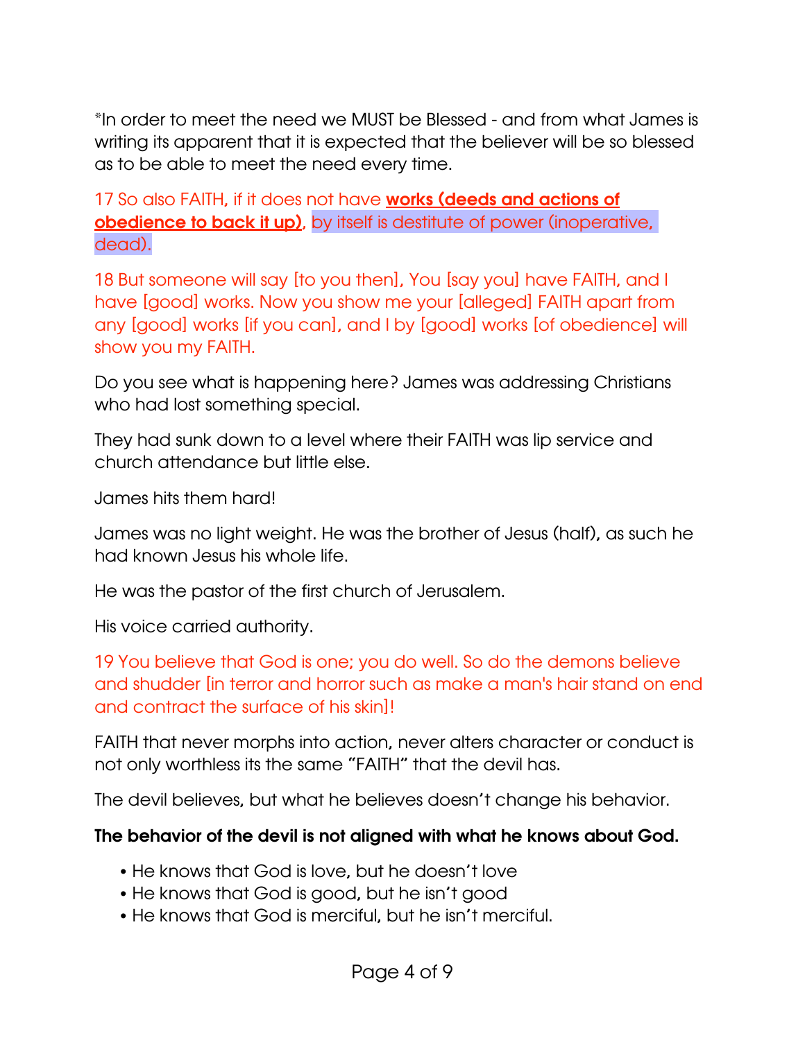*In order to meet the need we MUST be Blessed - and from what James is writing its apparent that it is expected that the believer will be so blessed as to be able to meet the need every time.

17 So also FAITH, if it does not have **works (deeds and actions of obedience to back it up)**, by itself is destitute of power (inoperative, dead).

18 But someone will say [to you then], You [say you] have FAITH, and I have [good] works. Now you show me your [alleged] FAITH apart from any [good] works [if you can], and I by [good] works [of obedience] will show you my FAITH.

Do you see what is happening here? James was addressing Christians who had lost something special.

They had sunk down to a level where their FAITH was lip service and church attendance but little else.

James hits them hard!

James was no light weight. He was the brother of Jesus (half), as such he had known Jesus his whole life.

He was the pastor of the first church of Jerusalem.

His voice carried authority.

19 You believe that God is one; you do well. So do the demons believe and shudder [in terror and horror such as make a man's hair stand on end and contract the surface of his skin]!

FAITH that never morphs into action, never alters character or conduct is not only worthless its the same "FAITH" that the devil has.

The devil believes, but what he believes doesn't change his behavior.

**The behavior of the devil is not aligned with what he knows about God.**

- He knows that God is love, but he doesn't love
- He knows that God is good, but he isn't good
- He knows that God is merciful, but he isn't merciful.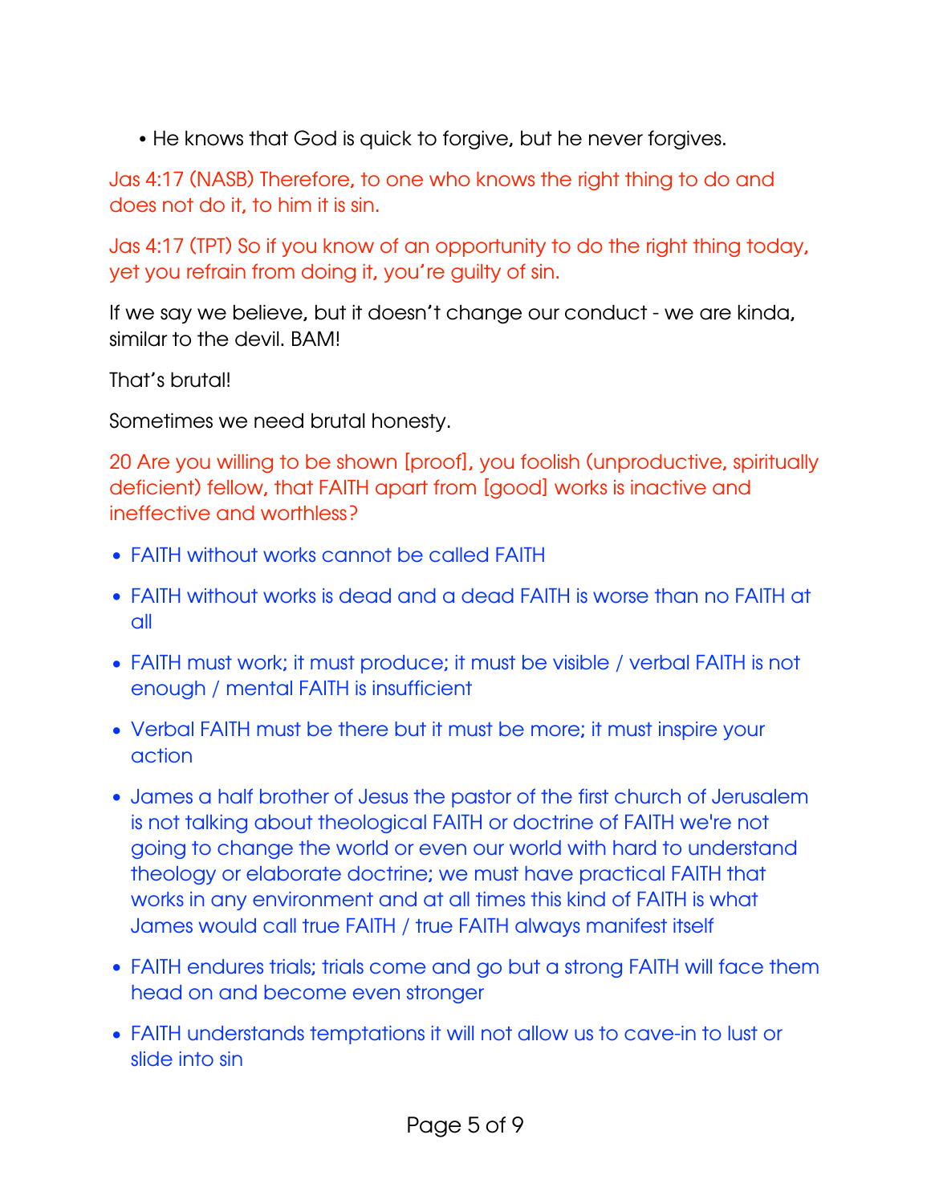- He knows that God is quick to forgive, but he never forgives.

Jas 4:17 (NASB) Therefore, to one who knows the right thing to do and does not do it, to him it is sin.

Jas 4:17 (TPT) So if you know of an opportunity to do the right thing today, yet you refrain from doing it, you're guilty of sin.

If we say we believe, but it doesn't change our conduct - we are kinda, similar to the devil. BAM!

That's brutal!

Sometimes we need brutal honesty.

20 Are you willing to be shown [proof], you foolish (unproductive, spiritually deficient) fellow, that FAITH apart from [good] works is inactive and ineffective and worthless?

- FAITH without works cannot be called FAITH
- FAITH without works is dead and a dead FAITH is worse than no FAITH at all
- FAITH must work; it must produce; it must be visible / verbal FAITH is not enough / mental FAITH is insufficient
- Verbal FAITH must be there but it must be more; it must inspire your action
- James a half brother of Jesus the pastor of the first church of Jerusalem is not talking about theological FAITH or doctrine of FAITH we're not going to change the world or even our world with hard to understand theology or elaborate doctrine; we must have practical FAITH that works in any environment and at all times this kind of FAITH is what James would call true FAITH / true FAITH always manifest itself
- FAITH endures trials; trials come and go but a strong FAITH will face them head on and become even stronger
- FAITH understands temptations it will not allow us to cave-in to lust or slide into sin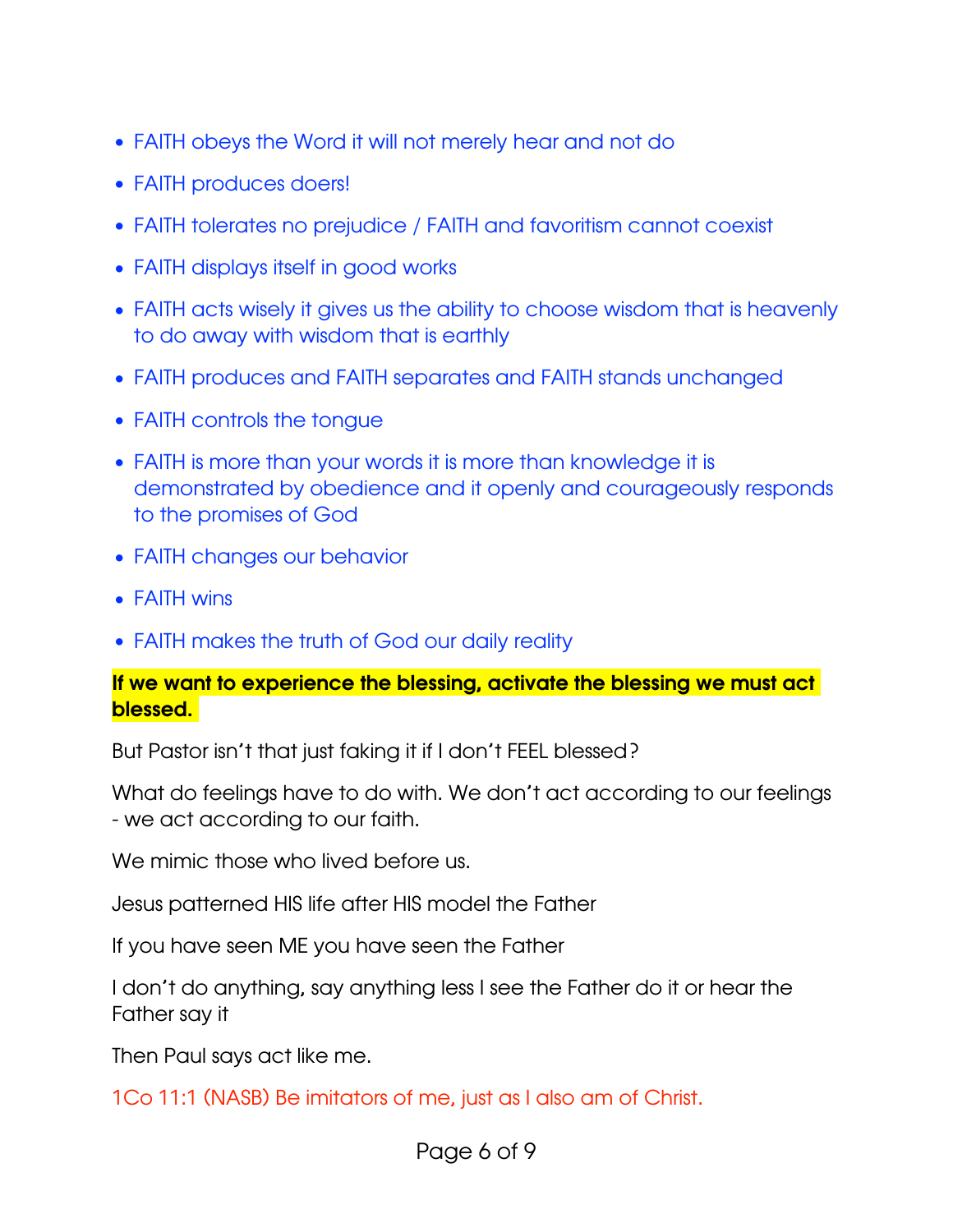- FAITH obeys the Word it will not merely hear and not do
- FAITH produces doers!
- FAITH tolerates no prejudice / FAITH and favoritism cannot coexist
- FAITH displays itself in good works
- FAITH acts wisely it gives us the ability to choose wisdom that is heavenly to do away with wisdom that is earthly
- FAITH produces and FAITH separates and FAITH stands unchanged
- FAITH controls the tongue
- FAITH is more than your words it is more than knowledge it is demonstrated by obedience and it openly and courageously responds to the promises of God
- FAITH changes our behavior
- FAITH wins
- FAITH makes the truth of God our daily reality

**If we want to experience the blessing, activate the blessing we must act blessed.**

But Pastor isn't that just faking it if I don't FEEL blessed?

What do feelings have to do with. We don't act according to our feelings - we act according to our faith.

We mimic those who lived before us.

Jesus patterned HIS life after HIS model the Father

If you have seen ME you have seen the Father

I don't do anything, say anything less I see the Father do it or hear the Father say it

Then Paul says act like me.

1Co 11:1 (NASB) Be imitators of me, just as I also am of Christ.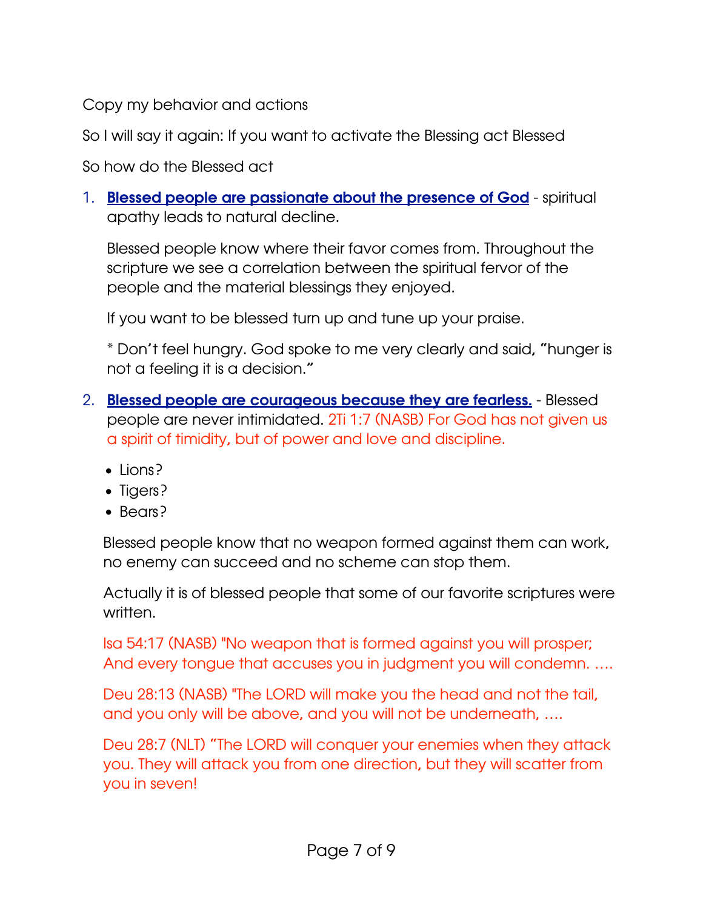Copy my behavior and actions

So I will say it again: If you want to activate the Blessing act Blessed

So how do the Blessed act

1. **Blessed people are passionate about the presence of God** - spiritual apathy leads to natural decline.

   Blessed people know where their favor comes from. Throughout the scripture we see a correlation between the spiritual fervor of the people and the material blessings they enjoyed.

   If you want to be blessed turn up and tune up your praise.

   * Don't feel hungry. God spoke to me very clearly and said, "hunger is not a feeling it is a decision."

2. **Blessed people are courageous because they are fearless.** - Blessed people are never intimidated. 2Ti 1:7 (NASB) For God has not given us a spirit of timidity, but of power and love and discipline.

   - Lions?
   - Tigers?
   - Bears?

   Blessed people know that no weapon formed against them can work, no enemy can succeed and no scheme can stop them.

   Actually it is of blessed people that some of our favorite scriptures were written.

   Isa 54:17 (NASB) "No weapon that is formed against you will prosper; And every tongue that accuses you in judgment you will condemn. ….

   Deu 28:13 (NASB) "The LORD will make you the head and not the tail, and you only will be above, and you will not be underneath, ….

   Deu 28:7 (NLT) "The LORD will conquer your enemies when they attack you. They will attack you from one direction, but they will scatter from you in seven!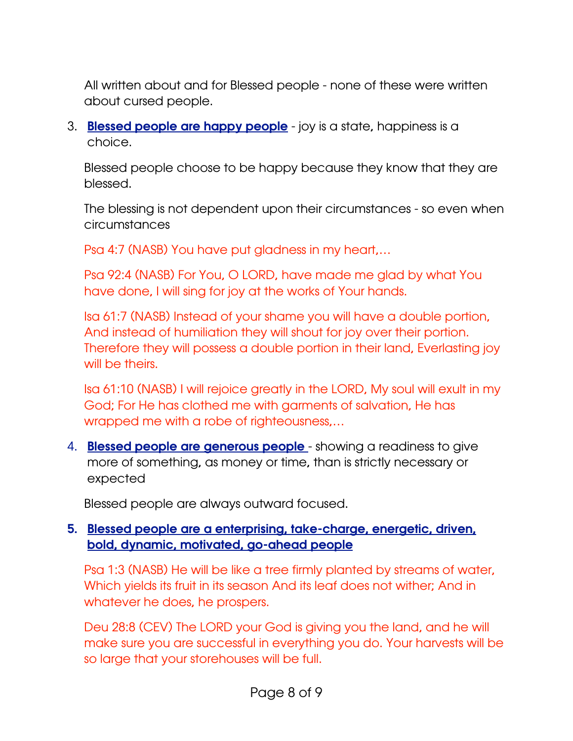All written about and for Blessed people - none of these were written about cursed people.

3. **Blessed people are happy people** - joy is a state, happiness is a choice.

   Blessed people choose to be happy because they know that they are blessed.

   The blessing is not dependent upon their circumstances - so even when circumstances

   Psa 4:7 (NASB) You have put gladness in my heart,…

   Psa 92:4 (NASB) For You, O LORD, have made me glad by what You have done, I will sing for joy at the works of Your hands.

   Isa 61:7 (NASB) Instead of your shame you will have a double portion, And instead of humiliation they will shout for joy over their portion. Therefore they will possess a double portion in their land, Everlasting joy will be theirs.

   Isa 61:10 (NASB) I will rejoice greatly in the LORD, My soul will exult in my God; For He has clothed me with garments of salvation, He has wrapped me with a robe of righteousness,…

4. **Blessed people are generous people** - showing a readiness to give more of something, as money or time, than is strictly necessary or expected

   Blessed people are always outward focused.

5. **Blessed people are a enterprising, take-charge, energetic, driven, bold, dynamic, motivated, go-ahead people**

   Psa 1:3 (NASB) He will be like a tree firmly planted by streams of water, Which yields its fruit in its season And its leaf does not wither; And in whatever he does, he prospers.

   Deu 28:8 (CEV) The LORD your God is giving you the land, and he will make sure you are successful in everything you do. Your harvests will be so large that your storehouses will be full.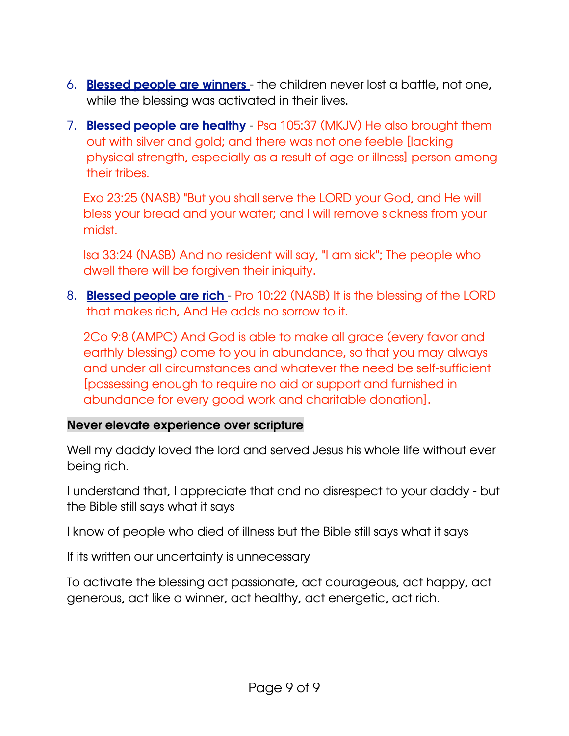6. **Blessed people are winners** - the children never lost a battle, not one, while the blessing was activated in their lives.
7. **Blessed people are healthy** - Psa 105:37 (MKJV) He also brought them out with silver and gold; and there was not one feeble [lacking physical strength, especially as a result of age or illness] person among their tribes.

   Exo 23:25 (NASB) "But you shall serve the LORD your God, and He will bless your bread and your water; and I will remove sickness from your midst.

   Isa 33:24 (NASB) And no resident will say, "I am sick"; The people who dwell there will be forgiven their iniquity.

8. **Blessed people are rich** - Pro 10:22 (NASB) It is the blessing of the LORD that makes rich, And He adds no sorrow to it.

   2Co 9:8 (AMPC) And God is able to make all grace (every favor and earthly blessing) come to you in abundance, so that you may always and under all circumstances and whatever the need be self-sufficient [possessing enough to require no aid or support and furnished in abundance for every good work and charitable donation].

**Never elevate experience over scripture**

Well my daddy loved the lord and served Jesus his whole life without ever being rich.

I understand that, I appreciate that and no disrespect to your daddy - but the Bible still says what it says

I know of people who died of illness but the Bible still says what it says

If its written our uncertainty is unnecessary

To activate the blessing act passionate, act courageous, act happy, act generous, act like a winner, act healthy, act energetic, act rich.